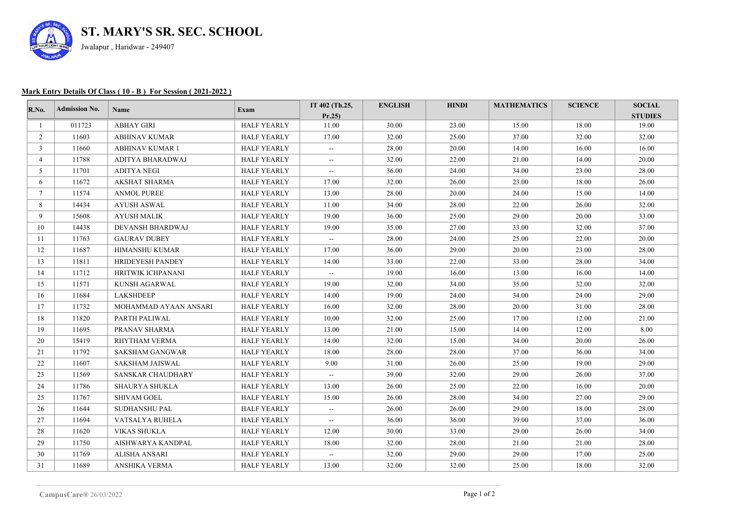# ST. MARY'S SR. SEC. SCHOOL

Jwalapur , Haridwar - 249407

**Mark Entry Details Of Class ( 10 - B ) For Session ( 2021-2022 )**

| R.No. | Admission No. | Name | Exam | IT 402 (Th.25, Pr.25) | ENGLISH | HINDI | MATHEMATICS | SCIENCE | SOCIAL STUDIES |
|---|---|---|---|---|---|---|---|---|---|
| 1 | 011723 | ABHAY GIRI | HALF YEARLY | 11.00 | 30.00 | 23.00 | 15.00 | 18.00 | 19.00 |
| 2 | 11603 | ABHINAV KUMAR | HALF YEARLY | 17.00 | 32.00 | 25.00 | 37.00 | 32.00 | 32.00 |
| 3 | 11660 | ABHINAV KUMAR 1 | HALF YEARLY | -- | 28.00 | 20.00 | 14.00 | 16.00 | 16.00 |
| 4 | 11788 | ADITYA BHARADWAJ | HALF YEARLY | -- | 32.00 | 22.00 | 21.00 | 14.00 | 20.00 |
| 5 | 11701 | ADITYA NEGI | HALF YEARLY | -- | 36.00 | 24.00 | 34.00 | 23.00 | 28.00 |
| 6 | 11672 | AKSHAT SHARMA | HALF YEARLY | 17.00 | 32.00 | 26.00 | 23.00 | 18.00 | 26.00 |
| 7 | 11574 | ANMOL PUREE | HALF YEARLY | 13.00 | 28.00 | 20.00 | 24.00 | 15.00 | 14.00 |
| 8 | 14434 | AYUSH ASWAL | HALF YEARLY | 11.00 | 34.00 | 28.00 | 22.00 | 26.00 | 32.00 |
| 9 | 15608 | AYUSH MALIK | HALF YEARLY | 19.00 | 36.00 | 25.00 | 29.00 | 20.00 | 33.00 |
| 10 | 14438 | DEVANSH BHARDWAJ | HALF YEARLY | 19.00 | 35.00 | 27.00 | 33.00 | 32.00 | 37.00 |
| 11 | 11763 | GAURAV DUBEY | HALF YEARLY | -- | 28.00 | 24.00 | 25.00 | 22.00 | 20.00 |
| 12 | 11687 | HIMANSHU KUMAR | HALF YEARLY | 17.00 | 36.00 | 29.00 | 20.00 | 23.00 | 28.00 |
| 13 | 11811 | HRIDEYESH PANDEY | HALF YEARLY | 14.00 | 33.00 | 22.00 | 33.00 | 28.00 | 34.00 |
| 14 | 11712 | HRITWIK ICHPANANI | HALF YEARLY | -- | 19.00 | 16.00 | 13.00 | 16.00 | 14.00 |
| 15 | 11571 | KUNSH AGARWAL | HALF YEARLY | 19.00 | 32.00 | 34.00 | 35.00 | 32.00 | 32.00 |
| 16 | 11684 | LAKSHDEEP | HALF YEARLY | 14.00 | 19.00 | 24.00 | 34.00 | 24.00 | 29.00 |
| 17 | 11732 | MOHAMMAD AYAAN ANSARI | HALF YEARLY | 16.00 | 32.00 | 28.00 | 20.00 | 31.00 | 28.00 |
| 18 | 11820 | PARTH PALIWAL | HALF YEARLY | 10.00 | 32.00 | 25.00 | 17.00 | 12.00 | 21.00 |
| 19 | 11695 | PRANAV SHARMA | HALF YEARLY | 13.00 | 21.00 | 15.00 | 14.00 | 12.00 | 8.00 |
| 20 | 15419 | RHYTHAM VERMA | HALF YEARLY | 14.00 | 32.00 | 15.00 | 34.00 | 20.00 | 26.00 |
| 21 | 11792 | SAKSHAM GANGWAR | HALF YEARLY | 18.00 | 28.00 | 28.00 | 37.00 | 36.00 | 34.00 |
| 22 | 11607 | SAKSHAM JAISWAL | HALF YEARLY | 9.00 | 31.00 | 26.00 | 25.00 | 19.00 | 29.00 |
| 23 | 11569 | SANSKAR CHAUDHARY | HALF YEARLY | -- | 39.00 | 32.00 | 29.00 | 26.00 | 37.00 |
| 24 | 11786 | SHAURYA SHUKLA | HALF YEARLY | 13.00 | 26.00 | 25.00 | 22.00 | 16.00 | 20.00 |
| 25 | 11767 | SHIVAM GOEL | HALF YEARLY | 15.00 | 26.00 | 28.00 | 34.00 | 27.00 | 29.00 |
| 26 | 11644 | SUDHANSHU PAL | HALF YEARLY | -- | 26.00 | 26.00 | 29.00 | 18.00 | 28.00 |
| 27 | 11694 | VATSALYA RUHELA | HALF YEARLY | -- | 36.00 | 36.00 | 39.00 | 37.00 | 36.00 |
| 28 | 11620 | VIKAS SHUKLA | HALF YEARLY | 12.00 | 30.00 | 33.00 | 29.00 | 26.00 | 34.00 |
| 29 | 11750 | AISHWARYA KANDPAL | HALF YEARLY | 18.00 | 32.00 | 28.00 | 21.00 | 21.00 | 28.00 |
| 30 | 11769 | ALISHA ANSARI | HALF YEARLY | -- | 32.00 | 29.00 | 29.00 | 17.00 | 25.00 |
| 31 | 11689 | ANSHIKA VERMA | HALF YEARLY | 13.00 | 32.00 | 32.00 | 25.00 | 18.00 | 32.00 |

**CampusCare®** 26/03/2022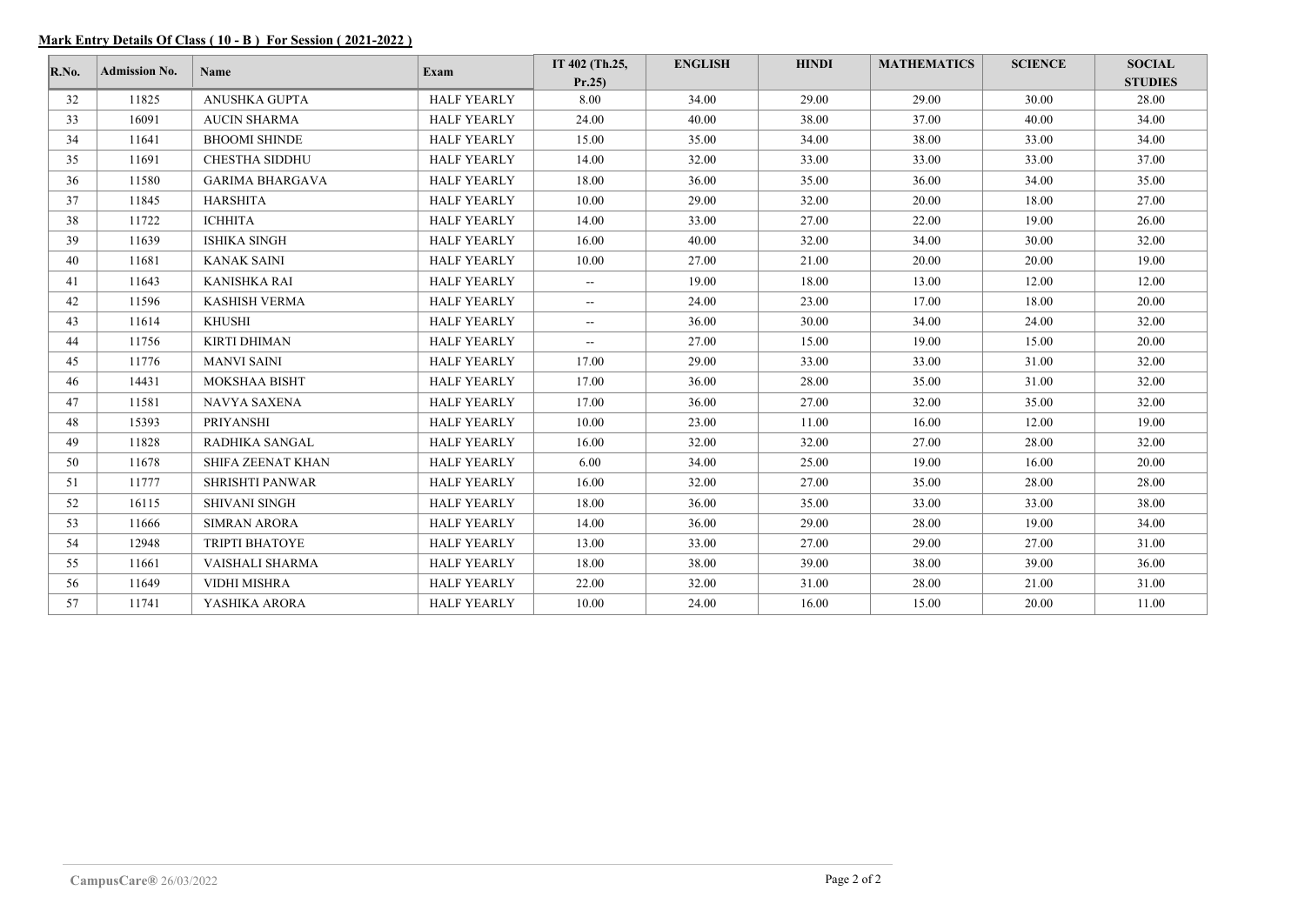**Mark Entry Details Of Class ( 10 - B ) For Session ( 2021-2022 )**

| R.No. | Admission No. | Name | Exam | IT 402 (Th.25, Pr.25) | ENGLISH | HINDI | MATHEMATICS | SCIENCE | SOCIAL STUDIES |
|---|---|---|---|---|---|---|---|---|---|
| 32 | 11825 | ANUSHKA GUPTA | HALF YEARLY | 8.00 | 34.00 | 29.00 | 29.00 | 30.00 | 28.00 |
| 33 | 16091 | AUCIN SHARMA | HALF YEARLY | 24.00 | 40.00 | 38.00 | 37.00 | 40.00 | 34.00 |
| 34 | 11641 | BHOOMI SHINDE | HALF YEARLY | 15.00 | 35.00 | 34.00 | 38.00 | 33.00 | 34.00 |
| 35 | 11691 | CHESTHA SIDDHU | HALF YEARLY | 14.00 | 32.00 | 33.00 | 33.00 | 33.00 | 37.00 |
| 36 | 11580 | GARIMA BHARGAVA | HALF YEARLY | 18.00 | 36.00 | 35.00 | 36.00 | 34.00 | 35.00 |
| 37 | 11845 | HARSHITA | HALF YEARLY | 10.00 | 29.00 | 32.00 | 20.00 | 18.00 | 27.00 |
| 38 | 11722 | ICHHITA | HALF YEARLY | 14.00 | 33.00 | 27.00 | 22.00 | 19.00 | 26.00 |
| 39 | 11639 | ISHIKA SINGH | HALF YEARLY | 16.00 | 40.00 | 32.00 | 34.00 | 30.00 | 32.00 |
| 40 | 11681 | KANAK SAINI | HALF YEARLY | 10.00 | 27.00 | 21.00 | 20.00 | 20.00 | 19.00 |
| 41 | 11643 | KANISHKA RAI | HALF YEARLY | -- | 19.00 | 18.00 | 13.00 | 12.00 | 12.00 |
| 42 | 11596 | KASHISH VERMA | HALF YEARLY | -- | 24.00 | 23.00 | 17.00 | 18.00 | 20.00 |
| 43 | 11614 | KHUSHI | HALF YEARLY | -- | 36.00 | 30.00 | 34.00 | 24.00 | 32.00 |
| 44 | 11756 | KIRTI DHIMAN | HALF YEARLY | -- | 27.00 | 15.00 | 19.00 | 15.00 | 20.00 |
| 45 | 11776 | MANVI SAINI | HALF YEARLY | 17.00 | 29.00 | 33.00 | 33.00 | 31.00 | 32.00 |
| 46 | 14431 | MOKSHAA BISHT | HALF YEARLY | 17.00 | 36.00 | 28.00 | 35.00 | 31.00 | 32.00 |
| 47 | 11581 | NAVYA SAXENA | HALF YEARLY | 17.00 | 36.00 | 27.00 | 32.00 | 35.00 | 32.00 |
| 48 | 15393 | PRIYANSHI | HALF YEARLY | 10.00 | 23.00 | 11.00 | 16.00 | 12.00 | 19.00 |
| 49 | 11828 | RADHIKA SANGAL | HALF YEARLY | 16.00 | 32.00 | 32.00 | 27.00 | 28.00 | 32.00 |
| 50 | 11678 | SHIFA ZEENAT KHAN | HALF YEARLY | 6.00 | 34.00 | 25.00 | 19.00 | 16.00 | 20.00 |
| 51 | 11777 | SHRISHTI PANWAR | HALF YEARLY | 16.00 | 32.00 | 27.00 | 35.00 | 28.00 | 28.00 |
| 52 | 16115 | SHIVANI SINGH | HALF YEARLY | 18.00 | 36.00 | 35.00 | 33.00 | 33.00 | 38.00 |
| 53 | 11666 | SIMRAN ARORA | HALF YEARLY | 14.00 | 36.00 | 29.00 | 28.00 | 19.00 | 34.00 |
| 54 | 12948 | TRIPTI BHATOYE | HALF YEARLY | 13.00 | 33.00 | 27.00 | 29.00 | 27.00 | 31.00 |
| 55 | 11661 | VAISHALI SHARMA | HALF YEARLY | 18.00 | 38.00 | 39.00 | 38.00 | 39.00 | 36.00 |
| 56 | 11649 | VIDHI MISHRA | HALF YEARLY | 22.00 | 32.00 | 31.00 | 28.00 | 21.00 | 31.00 |
| 57 | 11741 | YASHIKA ARORA | HALF YEARLY | 10.00 | 24.00 | 16.00 | 15.00 | 20.00 | 11.00 |

**CampusCare®** 26/03/2022